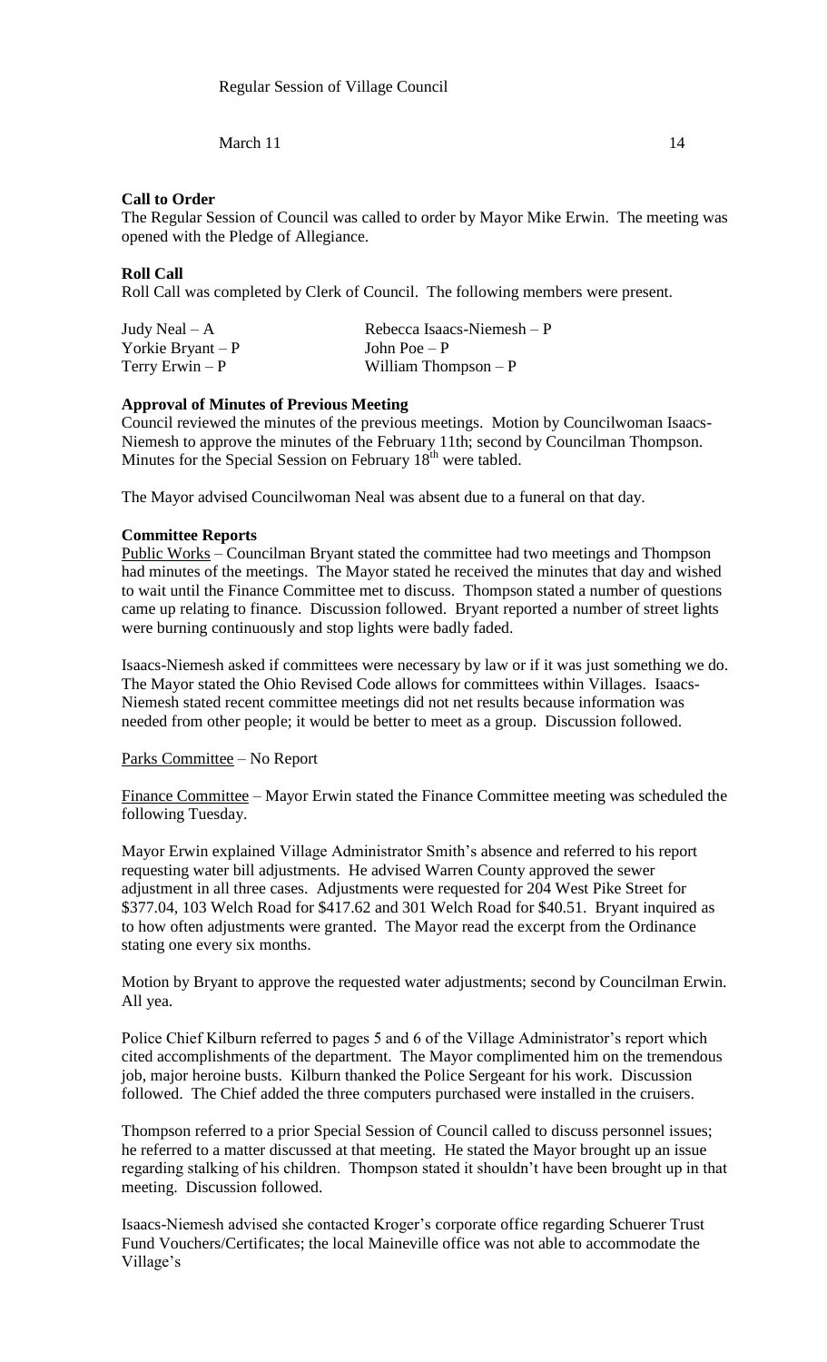Regular Session of Village Council

March 11 14

**Call to Order**

The Regular Session of Council was called to order by Mayor Mike Erwin. The meeting was opened with the Pledge of Allegiance.

**Roll Call**

Roll Call was completed by Clerk of Council. The following members were present.

| | |
|---|---|
| Judy Neal – A | Rebecca Isaacs-Niemesh – P |
| Yorkie Bryant – P | John Poe – P |
| Terry Erwin – P | William Thompson – P |

**Approval of Minutes of Previous Meeting**

Council reviewed the minutes of the previous meetings. Motion by Councilwoman Isaacs-Niemesh to approve the minutes of the February 11th; second by Councilman Thompson. Minutes for the Special Session on February 18th were tabled.

The Mayor advised Councilwoman Neal was absent due to a funeral on that day.

**Committee Reports**

Public Works – Councilman Bryant stated the committee had two meetings and Thompson had minutes of the meetings. The Mayor stated he received the minutes that day and wished to wait until the Finance Committee met to discuss. Thompson stated a number of questions came up relating to finance. Discussion followed. Bryant reported a number of street lights were burning continuously and stop lights were badly faded.

Isaacs-Niemesh asked if committees were necessary by law or if it was just something we do. The Mayor stated the Ohio Revised Code allows for committees within Villages. Isaacs-Niemesh stated recent committee meetings did not net results because information was needed from other people; it would be better to meet as a group. Discussion followed.

Parks Committee – No Report

Finance Committee – Mayor Erwin stated the Finance Committee meeting was scheduled the following Tuesday.

Mayor Erwin explained Village Administrator Smith's absence and referred to his report requesting water bill adjustments. He advised Warren County approved the sewer adjustment in all three cases. Adjustments were requested for 204 West Pike Street for $377.04, 103 Welch Road for $417.62 and 301 Welch Road for $40.51. Bryant inquired as to how often adjustments were granted. The Mayor read the excerpt from the Ordinance stating one every six months.

Motion by Bryant to approve the requested water adjustments; second by Councilman Erwin. All yea.

Police Chief Kilburn referred to pages 5 and 6 of the Village Administrator's report which cited accomplishments of the department. The Mayor complimented him on the tremendous job, major heroine busts. Kilburn thanked the Police Sergeant for his work. Discussion followed. The Chief added the three computers purchased were installed in the cruisers.

Thompson referred to a prior Special Session of Council called to discuss personnel issues; he referred to a matter discussed at that meeting. He stated the Mayor brought up an issue regarding stalking of his children. Thompson stated it shouldn't have been brought up in that meeting. Discussion followed.

Isaacs-Niemesh advised she contacted Kroger's corporate office regarding Schuerer Trust Fund Vouchers/Certificates; the local Maineville office was not able to accommodate the Village's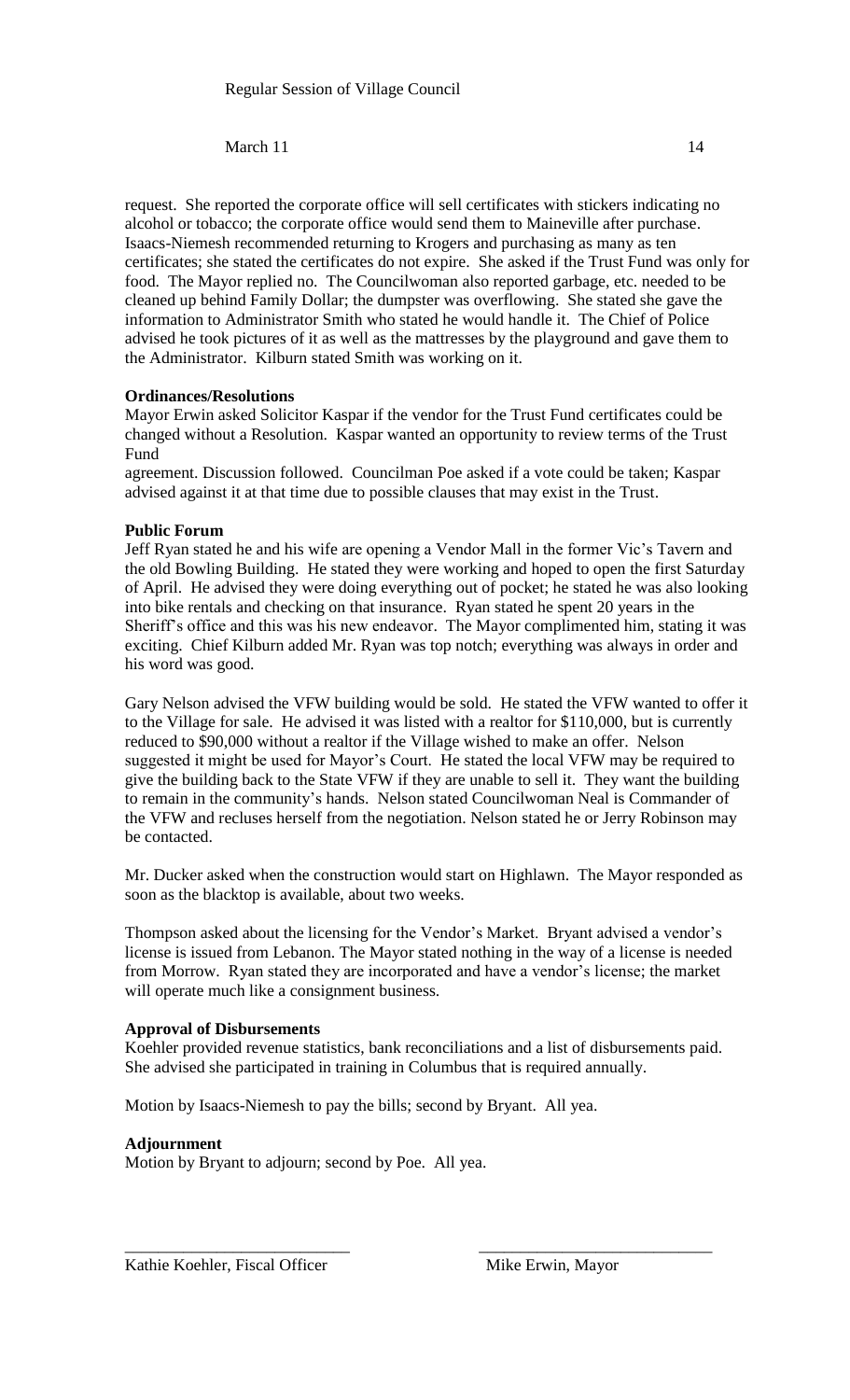request. She reported the corporate office will sell certificates with stickers indicating no alcohol or tobacco; the corporate office would send them to Maineville after purchase. Isaacs-Niemesh recommended returning to Krogers and purchasing as many as ten certificates; she stated the certificates do not expire. She asked if the Trust Fund was only for food. The Mayor replied no. The Councilwoman also reported garbage, etc. needed to be cleaned up behind Family Dollar; the dumpster was overflowing. She stated she gave the information to Administrator Smith who stated he would handle it. The Chief of Police advised he took pictures of it as well as the mattresses by the playground and gave them to the Administrator. Kilburn stated Smith was working on it.

**Ordinances/Resolutions**

Mayor Erwin asked Solicitor Kaspar if the vendor for the Trust Fund certificates could be changed without a Resolution. Kaspar wanted an opportunity to review terms of the Trust Fund agreement. Discussion followed. Councilman Poe asked if a vote could be taken; Kaspar advised against it at that time due to possible clauses that may exist in the Trust.

**Public Forum**

Jeff Ryan stated he and his wife are opening a Vendor Mall in the former Vic's Tavern and the old Bowling Building. He stated they were working and hoped to open the first Saturday of April. He advised they were doing everything out of pocket; he stated he was also looking into bike rentals and checking on that insurance. Ryan stated he spent 20 years in the Sheriff's office and this was his new endeavor. The Mayor complimented him, stating it was exciting. Chief Kilburn added Mr. Ryan was top notch; everything was always in order and his word was good.

Gary Nelson advised the VFW building would be sold. He stated the VFW wanted to offer it to the Village for sale. He advised it was listed with a realtor for $110,000, but is currently reduced to $90,000 without a realtor if the Village wished to make an offer. Nelson suggested it might be used for Mayor's Court. He stated the local VFW may be required to give the building back to the State VFW if they are unable to sell it. They want the building to remain in the community's hands. Nelson stated Councilwoman Neal is Commander of the VFW and recluses herself from the negotiation. Nelson stated he or Jerry Robinson may be contacted.

Mr. Ducker asked when the construction would start on Highlawn. The Mayor responded as soon as the blacktop is available, about two weeks.

Thompson asked about the licensing for the Vendor's Market. Bryant advised a vendor's license is issued from Lebanon. The Mayor stated nothing in the way of a license is needed from Morrow. Ryan stated they are incorporated and have a vendor's license; the market will operate much like a consignment business.

**Approval of Disbursements**

Koehler provided revenue statistics, bank reconciliations and a list of disbursements paid. She advised she participated in training in Columbus that is required annually.

Motion by Isaacs-Niemesh to pay the bills; second by Bryant. All yea.

**Adjournment**

Motion by Bryant to adjourn; second by Poe. All yea.

\_\_\_\_\_\_\_\_\_\_\_\_\_\_\_\_\_\_\_\_\_\_\_\_\_\_\_\_ \_\_\_\_\_\_\_\_\_\_\_\_\_\_\_\_\_\_\_\_\_\_\_\_\_\_\_\_

Kathie Koehler, Fiscal Officer Mike Erwin, Mayor